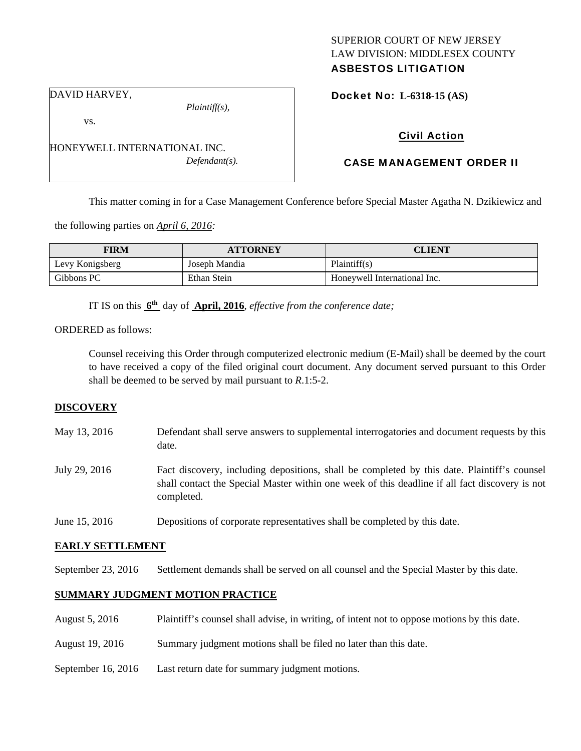SUPERIOR COURT OF NEW JERSEY
LAW DIVISION: MIDDLESEX COUNTY
**ASBESTOS LITIGATION**

DAVID HARVEY,
*Plaintiff(s),*

vs.

HONEYWELL INTERNATIONAL INC.
*Defendant(s).*

**Docket No: L-6318-15 (AS)**

**Civil Action**

**CASE MANAGEMENT ORDER II**

This matter coming in for a Case Management Conference before Special Master Agatha N. Dzikiewicz and the following parties on *April 6, 2016:*

| FIRM | ATTORNEY | CLIENT |
| --- | --- | --- |
| Levy Konigsberg | Joseph Mandia | Plaintiff(s) |
| Gibbons PC | Ethan Stein | Honeywell International Inc. |

IT IS on this **6th** day of **April, 2016**, *effective from the conference date;*

ORDERED as follows:

Counsel receiving this Order through computerized electronic medium (E-Mail) shall be deemed by the court to have received a copy of the filed original court document. Any document served pursuant to this Order shall be deemed to be served by mail pursuant to *R*.1:5-2.

**DISCOVERY**

May 13, 2016 — Defendant shall serve answers to supplemental interrogatories and document requests by this date.

July 29, 2016 — Fact discovery, including depositions, shall be completed by this date. Plaintiff's counsel shall contact the Special Master within one week of this deadline if all fact discovery is not completed.

June 15, 2016 — Depositions of corporate representatives shall be completed by this date.

**EARLY SETTLEMENT**

September 23, 2016 — Settlement demands shall be served on all counsel and the Special Master by this date.

**SUMMARY JUDGMENT MOTION PRACTICE**

August 5, 2016 — Plaintiff's counsel shall advise, in writing, of intent not to oppose motions by this date.

August 19, 2016 — Summary judgment motions shall be filed no later than this date.

September 16, 2016 — Last return date for summary judgment motions.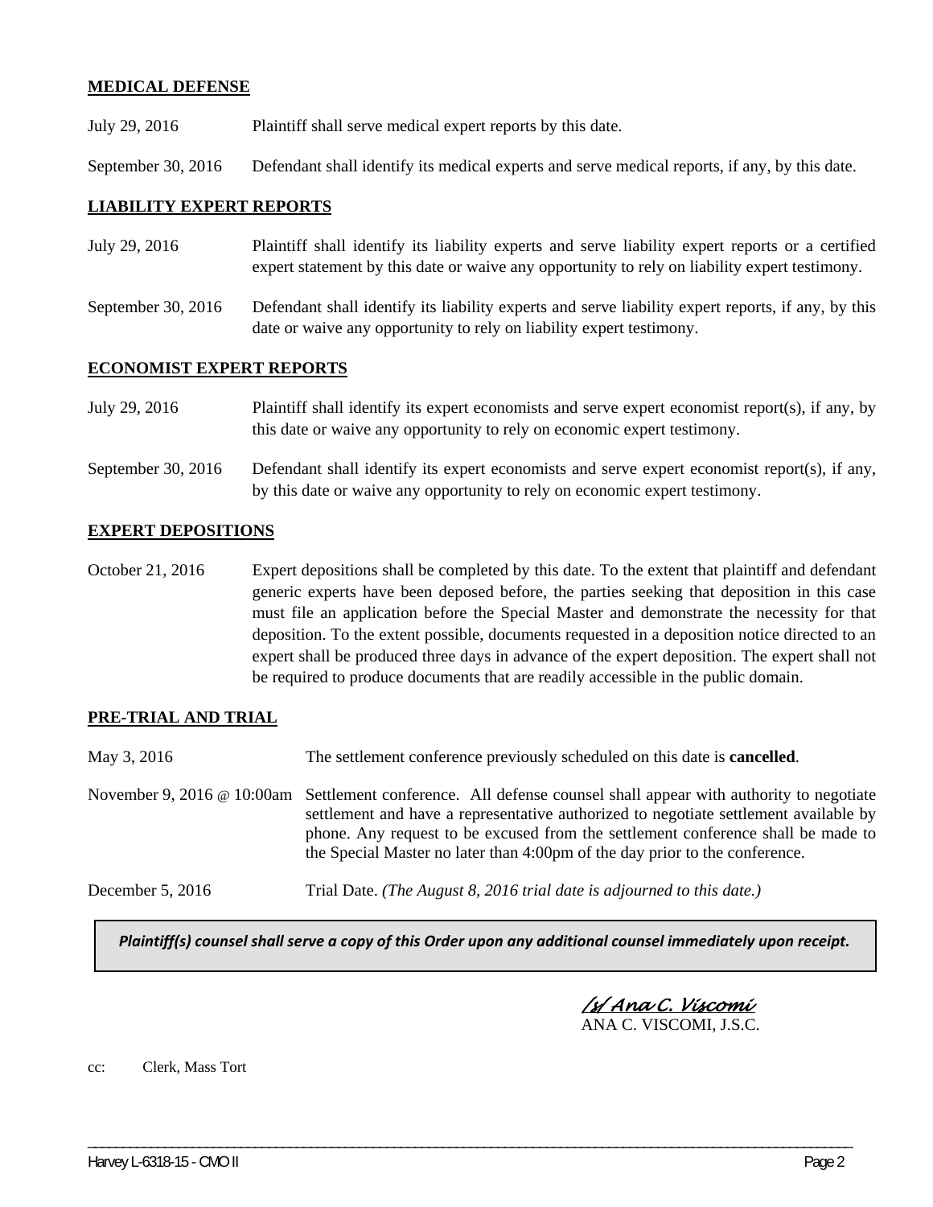**MEDICAL DEFENSE**

| | |
|---|---|
| July 29, 2016 | Plaintiff shall serve medical expert reports by this date. |
| September 30, 2016 | Defendant shall identify its medical experts and serve medical reports, if any, by this date. |

**LIABILITY EXPERT REPORTS**

| | |
|---|---|
| July 29, 2016 | Plaintiff shall identify its liability experts and serve liability expert reports or a certified expert statement by this date or waive any opportunity to rely on liability expert testimony. |
| September 30, 2016 | Defendant shall identify its liability experts and serve liability expert reports, if any, by this date or waive any opportunity to rely on liability expert testimony. |

**ECONOMIST EXPERT REPORTS**

| | |
|---|---|
| July 29, 2016 | Plaintiff shall identify its expert economists and serve expert economist report(s), if any, by this date or waive any opportunity to rely on economic expert testimony. |
| September 30, 2016 | Defendant shall identify its expert economists and serve expert economist report(s), if any, by this date or waive any opportunity to rely on economic expert testimony. |

**EXPERT DEPOSITIONS**

| | |
|---|---|
| October 21, 2016 | Expert depositions shall be completed by this date. To the extent that plaintiff and defendant generic experts have been deposed before, the parties seeking that deposition in this case must file an application before the Special Master and demonstrate the necessity for that deposition. To the extent possible, documents requested in a deposition notice directed to an expert shall be produced three days in advance of the expert deposition. The expert shall not be required to produce documents that are readily accessible in the public domain. |

**PRE-TRIAL AND TRIAL**

| | |
|---|---|
| May 3, 2016 | The settlement conference previously scheduled on this date is **cancelled**. |
| November 9, 2016 @ 10:00am | Settlement conference. All defense counsel shall appear with authority to negotiate settlement and have a representative authorized to negotiate settlement available by phone. Any request to be excused from the settlement conference shall be made to the Special Master no later than 4:00pm of the day prior to the conference. |
| December 5, 2016 | Trial Date. *(The August 8, 2016 trial date is adjourned to this date.)* |

***Plaintiff(s) counsel shall serve a copy of this Order upon any additional counsel immediately upon receipt.***

*/s/ Ana C. Viscomi*
ANA C. VISCOMI, J.S.C.

cc: Clerk, Mass Tort